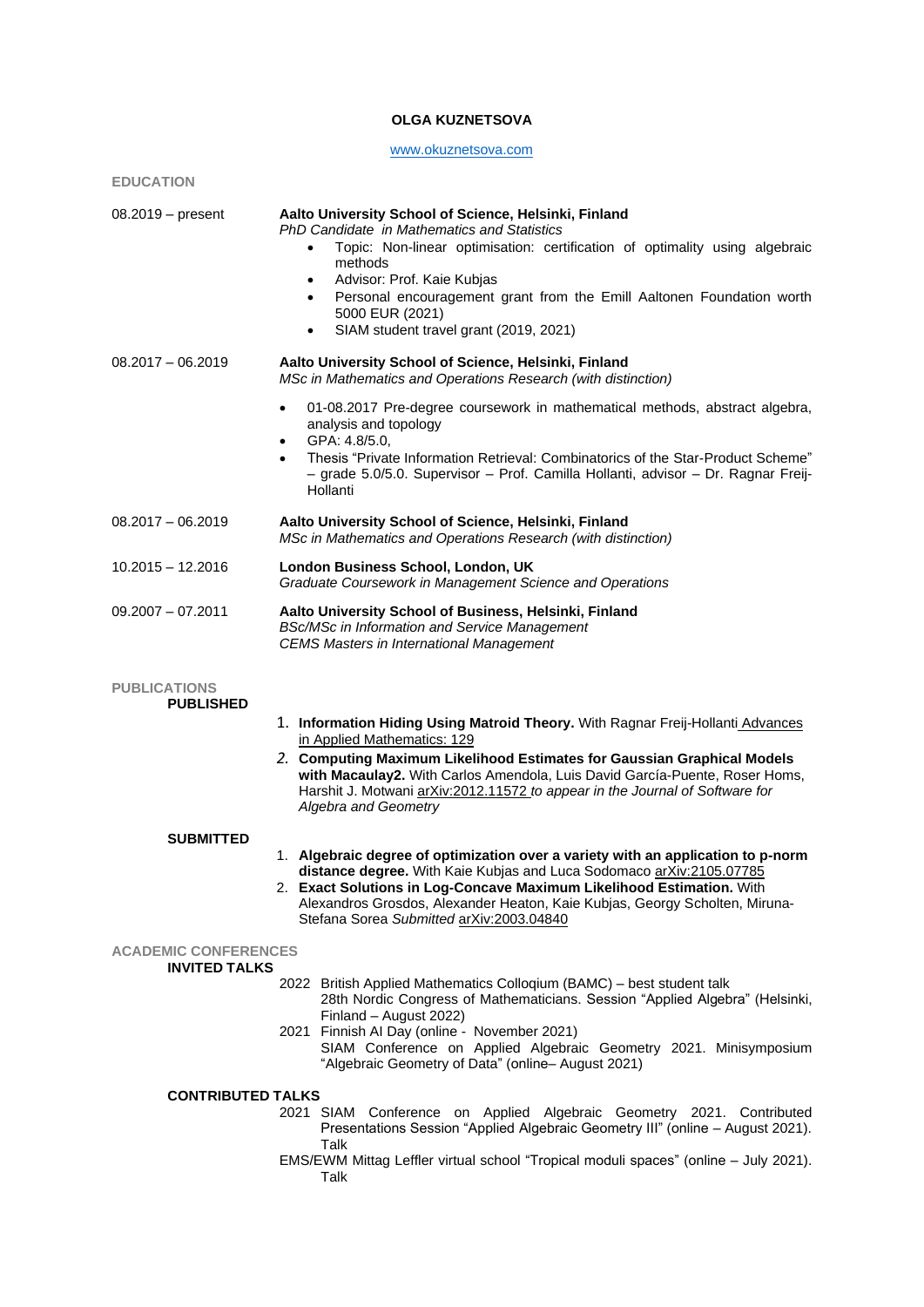# OLGA KUZNETSOVA

www.okuznetsova.com

## EDUCATION

**08.2019 – present** — **Aalto University School of Science, Helsinki, Finland**
*PhD Candidate in Mathematics and Statistics*

- Topic: Non-linear optimisation: certification of optimality using algebraic methods
- Advisor: Prof. Kaie Kubjas
- Personal encouragement grant from the Emill Aaltonen Foundation worth 5000 EUR (2021)
- SIAM student travel grant (2019, 2021)

**08.2017 – 06.2019** — **Aalto University School of Science, Helsinki, Finland**
*MSc in Mathematics and Operations Research (with distinction)*

- 01-08.2017 Pre-degree coursework in mathematical methods, abstract algebra, analysis and topology
- GPA: 4.8/5.0,
- Thesis "Private Information Retrieval: Combinatorics of the Star-Product Scheme" – grade 5.0/5.0. Supervisor – Prof. Camilla Hollanti, advisor – Dr. Ragnar Freij-Hollanti

**08.2017 – 06.2019** — **Aalto University School of Science, Helsinki, Finland**
*MSc in Mathematics and Operations Research (with distinction)*

**10.2015 – 12.2016** — **London Business School, London, UK**
*Graduate Coursework in Management Science and Operations*

**09.2007 – 07.2011** — **Aalto University School of Business, Helsinki, Finland**
*BSc/MSc in Information and Service Management*
*CEMS Masters in International Management*

## PUBLICATIONS

### PUBLISHED

1. **Information Hiding Using Matroid Theory.** With Ragnar Freij-Hollanti Advances in Applied Mathematics: 129
2. **Computing Maximum Likelihood Estimates for Gaussian Graphical Models with Macaulay2.** With Carlos Amendola, Luis David García-Puente, Roser Homs, Harshit J. Motwani arXiv:2012.11572 *to appear in the Journal of Software for Algebra and Geometry*

### SUBMITTED

1. **Algebraic degree of optimization over a variety with an application to p-norm distance degree.** With Kaie Kubjas and Luca Sodomaco arXiv:2105.07785
2. **Exact Solutions in Log-Concave Maximum Likelihood Estimation.** With Alexandros Grosdos, Alexander Heaton, Kaie Kubjas, Georgy Scholten, Miruna-Stefana Sorea *Submitted* arXiv:2003.04840

## ACADEMIC CONFERENCES

### INVITED TALKS

**2022** British Applied Mathematics Colloqium (BAMC) – best student talk
28th Nordic Congress of Mathematicians. Session "Applied Algebra" (Helsinki, Finland – August 2022)

**2021** Finnish AI Day (online - November 2021)
SIAM Conference on Applied Algebraic Geometry 2021. Minisymposium "Algebraic Geometry of Data" (online– August 2021)

### CONTRIBUTED TALKS

**2021** SIAM Conference on Applied Algebraic Geometry 2021. Contributed Presentations Session "Applied Algebraic Geometry III" (online – August 2021). Talk

EMS/EWM Mittag Leffler virtual school "Tropical moduli spaces" (online – July 2021). Talk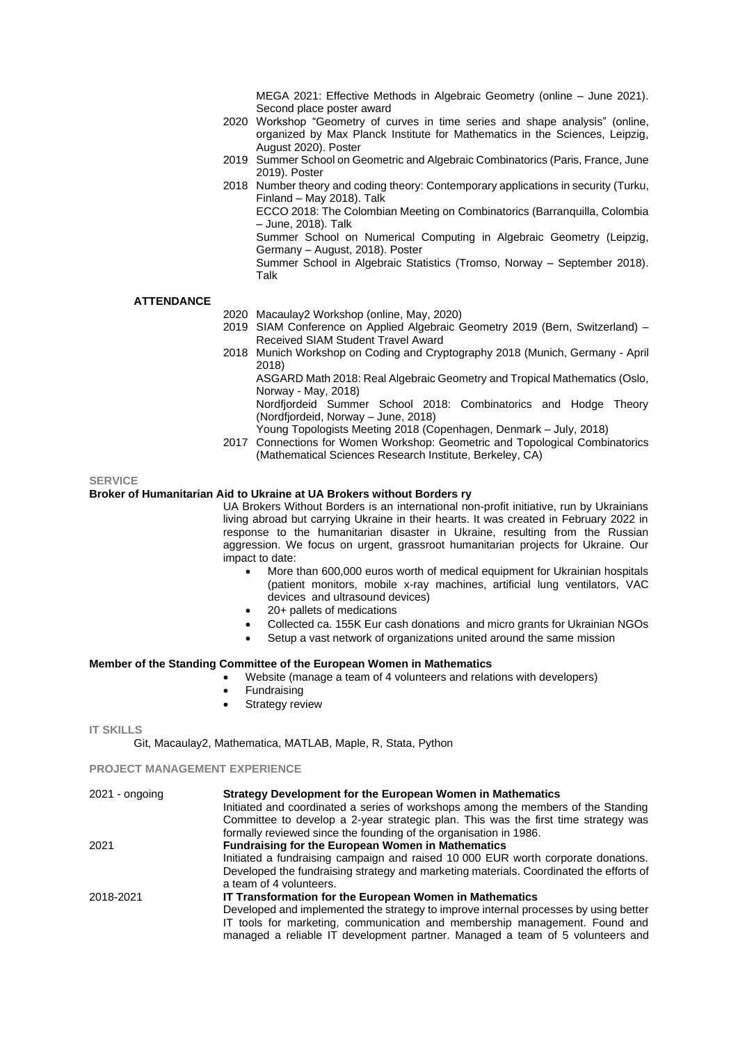MEGA 2021: Effective Methods in Algebraic Geometry (online – June 2021). Second place poster award

2020 Workshop "Geometry of curves in time series and shape analysis" (online, organized by Max Planck Institute for Mathematics in the Sciences, Leipzig, August 2020). Poster

2019 Summer School on Geometric and Algebraic Combinatorics (Paris, France, June 2019). Poster

2018 Number theory and coding theory: Contemporary applications in security (Turku, Finland – May 2018). Talk

ECCO 2018: The Colombian Meeting on Combinatorics (Barranquilla, Colombia – June, 2018). Talk

Summer School on Numerical Computing in Algebraic Geometry (Leipzig, Germany – August, 2018). Poster

Summer School in Algebraic Statistics (Tromso, Norway – September 2018). Talk

**ATTENDANCE**

2020 Macaulay2 Workshop (online, May, 2020)

2019 SIAM Conference on Applied Algebraic Geometry 2019 (Bern, Switzerland) – Received SIAM Student Travel Award

2018 Munich Workshop on Coding and Cryptography 2018 (Munich, Germany - April 2018)

ASGARD Math 2018: Real Algebraic Geometry and Tropical Mathematics (Oslo, Norway - May, 2018)

Nordfjordeid Summer School 2018: Combinatorics and Hodge Theory (Nordfjordeid, Norway – June, 2018)

Young Topologists Meeting 2018 (Copenhagen, Denmark – July, 2018)

2017 Connections for Women Workshop: Geometric and Topological Combinatorics (Mathematical Sciences Research Institute, Berkeley, CA)

## SERVICE

**Broker of Humanitarian Aid to Ukraine at UA Brokers without Borders ry**

UA Brokers Without Borders is an international non-profit initiative, run by Ukrainians living abroad but carrying Ukraine in their hearts. It was created in February 2022 in response to the humanitarian disaster in Ukraine, resulting from the Russian aggression. We focus on urgent, grassroot humanitarian projects for Ukraine. Our impact to date:

- More than 600,000 euros worth of medical equipment for Ukrainian hospitals (patient monitors, mobile x-ray machines, artificial lung ventilators, VAC devices and ultrasound devices)
- 20+ pallets of medications
- Collected ca. 155K Eur cash donations and micro grants for Ukrainian NGOs
- Setup a vast network of organizations united around the same mission

**Member of the Standing Committee of the European Women in Mathematics**

- Website (manage a team of 4 volunteers and relations with developers)
- Fundraising
- Strategy review

## IT SKILLS

Git, Macaulay2, Mathematica, MATLAB, Maple, R, Stata, Python

## PROJECT MANAGEMENT EXPERIENCE

2021 - ongoing **Strategy Development for the European Women in Mathematics**
Initiated and coordinated a series of workshops among the members of the Standing Committee to develop a 2-year strategic plan. This was the first time strategy was formally reviewed since the founding of the organisation in 1986.

2021 **Fundraising for the European Women in Mathematics**
Initiated a fundraising campaign and raised 10 000 EUR worth corporate donations. Developed the fundraising strategy and marketing materials. Coordinated the efforts of a team of 4 volunteers.

2018-2021 **IT Transformation for the European Women in Mathematics**
Developed and implemented the strategy to improve internal processes by using better IT tools for marketing, communication and membership management. Found and managed a reliable IT development partner. Managed a team of 5 volunteers and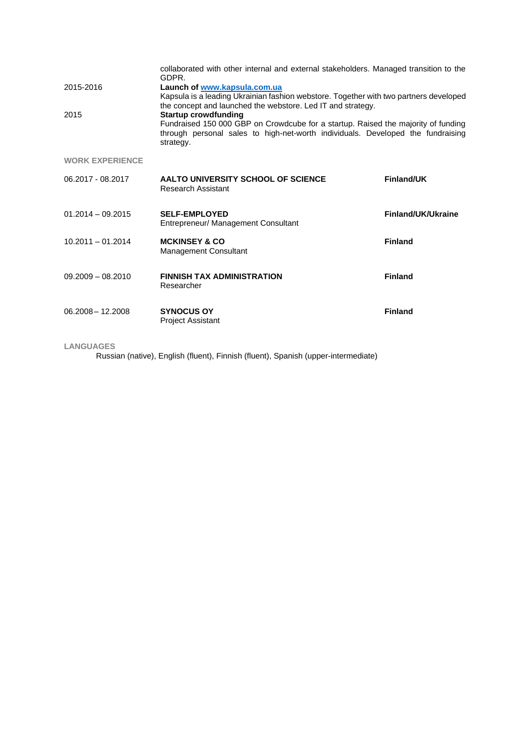collaborated with other internal and external stakeholders. Managed transition to the GDPR.

| | |
|---|---|
| 2015-2016 | **Launch of [www.kapsula.com.ua](http://www.kapsula.com.ua)**<br>Kapsula is a leading Ukrainian fashion webstore. Together with two partners developed the concept and launched the webstore. Led IT and strategy. |
| 2015 | **Startup crowdfunding**<br>Fundraised 150 000 GBP on Crowdcube for a startup. Raised the majority of funding through personal sales to high-net-worth individuals. Developed the fundraising strategy. |

## WORK EXPERIENCE

| | | |
|---|---|---|
| 06.2017 - 08.2017 | **AALTO UNIVERSITY SCHOOL OF SCIENCE**<br>Research Assistant | **Finland/UK** |
| 01.2014 – 09.2015 | **SELF-EMPLOYED**<br>Entrepreneur/ Management Consultant | **Finland/UK/Ukraine** |
| 10.2011 – 01.2014 | **MCKINSEY & CO**<br>Management Consultant | **Finland** |
| 09.2009 – 08.2010 | **FINNISH TAX ADMINISTRATION**<br>Researcher | **Finland** |
| 06.2008 – 12.2008 | **SYNOCUS OY**<br>Project Assistant | **Finland** |

## LANGUAGES

Russian (native), English (fluent), Finnish (fluent), Spanish (upper-intermediate)